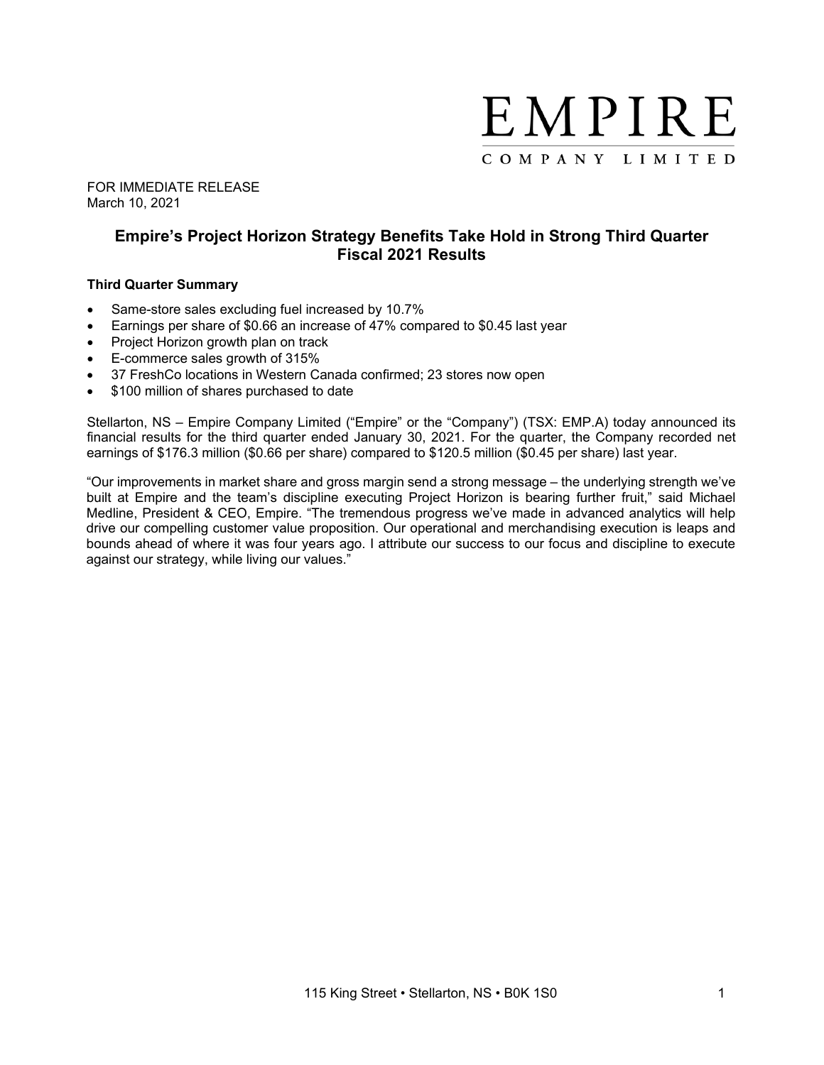EMPIRE

COMPANY LIMITED

FOR IMMEDIATE RELEASE
March 10, 2021

# Empire's Project Horizon Strategy Benefits Take Hold in Strong Third Quarter Fiscal 2021 Results

**Third Quarter Summary**

- Same-store sales excluding fuel increased by 10.7%
- Earnings per share of $0.66 an increase of 47% compared to $0.45 last year
- Project Horizon growth plan on track
- E-commerce sales growth of 315%
- 37 FreshCo locations in Western Canada confirmed; 23 stores now open
- $100 million of shares purchased to date

Stellarton, NS – Empire Company Limited ("Empire" or the "Company") (TSX: EMP.A) today announced its financial results for the third quarter ended January 30, 2021. For the quarter, the Company recorded net earnings of $176.3 million ($0.66 per share) compared to $120.5 million ($0.45 per share) last year.

"Our improvements in market share and gross margin send a strong message – the underlying strength we've built at Empire and the team's discipline executing Project Horizon is bearing further fruit," said Michael Medline, President & CEO, Empire. "The tremendous progress we've made in advanced analytics will help drive our compelling customer value proposition. Our operational and merchandising execution is leaps and bounds ahead of where it was four years ago. I attribute our success to our focus and discipline to execute against our strategy, while living our values."

115 King Street • Stellarton, NS • B0K 1S0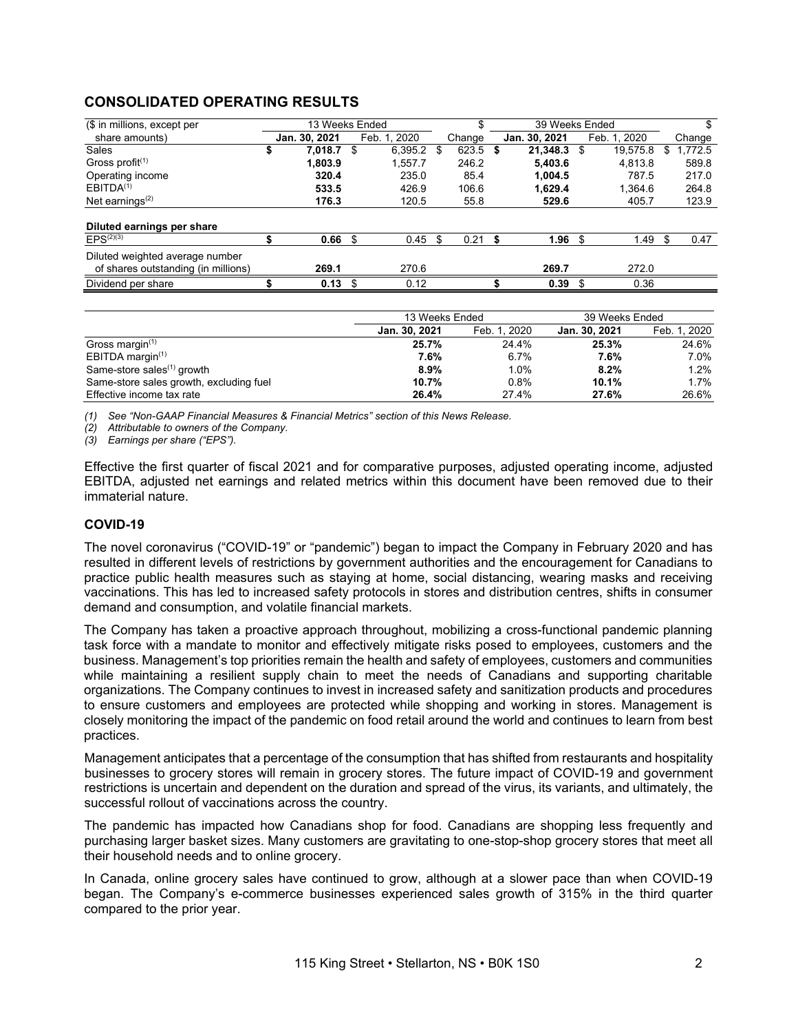## CONSOLIDATED OPERATING RESULTS

| ($ in millions, except per share amounts) | 13 Weeks Ended | | $ | 39 Weeks Ended | | $ |
|---|---|---|---|---|---|---|
| | **Jan. 30, 2021** | Feb. 1, 2020 | Change | **Jan. 30, 2021** | Feb. 1, 2020 | Change |
| Sales | **$ 7,018.7** | $ 6,395.2 | $ 623.5 | **$ 21,348.3** | $ 19,575.8 | $ 1,772.5 |
| Gross profit[1] | **1,803.9** | 1,557.7 | 246.2 | **5,403.6** | 4,813.8 | 589.8 |
| Operating income | **320.4** | 235.0 | 85.4 | **1,004.5** | 787.5 | 217.0 |
| EBITDA[1] | **533.5** | 426.9 | 106.6 | **1,629.4** | 1,364.6 | 264.8 |
| Net earnings[2] | **176.3** | 120.5 | 55.8 | **529.6** | 405.7 | 123.9 |
| **Diluted earnings per share** | | | | | | |
| EPS[2][3] | **$ 0.66** | $ 0.45 | $ 0.21 | **$ 1.96** | $ 1.49 | $ 0.47 |
| Diluted weighted average number of shares outstanding (in millions) | **269.1** | 270.6 | | **269.7** | 272.0 | |
| Dividend per share | **$ 0.13** | $ 0.12 | | **$ 0.39** | $ 0.36 | |

| | 13 Weeks Ended | | 39 Weeks Ended | |
|---|---|---|---|---|
| | **Jan. 30, 2021** | Feb. 1, 2020 | **Jan. 30, 2021** | Feb. 1, 2020 |
| Gross margin[1] | **25.7%** | 24.4% | **25.3%** | 24.6% |
| EBITDA margin[1] | **7.6%** | 6.7% | **7.6%** | 7.0% |
| Same-store sales[1] growth | **8.9%** | 1.0% | **8.2%** | 1.2% |
| Same-store sales growth, excluding fuel | **10.7%** | 0.8% | **10.1%** | 1.7% |
| Effective income tax rate | **26.4%** | 27.4% | **27.6%** | 26.6% |

*(1) See "Non-GAAP Financial Measures & Financial Metrics" section of this News Release.*
*(2) Attributable to owners of the Company.*
*(3) Earnings per share ("EPS").*

Effective the first quarter of fiscal 2021 and for comparative purposes, adjusted operating income, adjusted EBITDA, adjusted net earnings and related metrics within this document have been removed due to their immaterial nature.

### COVID-19

The novel coronavirus ("COVID-19" or "pandemic") began to impact the Company in February 2020 and has resulted in different levels of restrictions by government authorities and the encouragement for Canadians to practice public health measures such as staying at home, social distancing, wearing masks and receiving vaccinations. This has led to increased safety protocols in stores and distribution centres, shifts in consumer demand and consumption, and volatile financial markets.

The Company has taken a proactive approach throughout, mobilizing a cross-functional pandemic planning task force with a mandate to monitor and effectively mitigate risks posed to employees, customers and the business. Management's top priorities remain the health and safety of employees, customers and communities while maintaining a resilient supply chain to meet the needs of Canadians and supporting charitable organizations. The Company continues to invest in increased safety and sanitization products and procedures to ensure customers and employees are protected while shopping and working in stores. Management is closely monitoring the impact of the pandemic on food retail around the world and continues to learn from best practices.

Management anticipates that a percentage of the consumption that has shifted from restaurants and hospitality businesses to grocery stores will remain in grocery stores. The future impact of COVID-19 and government restrictions is uncertain and dependent on the duration and spread of the virus, its variants, and ultimately, the successful rollout of vaccinations across the country.

The pandemic has impacted how Canadians shop for food. Canadians are shopping less frequently and purchasing larger basket sizes. Many customers are gravitating to one-stop-shop grocery stores that meet all their household needs and to online grocery.

In Canada, online grocery sales have continued to grow, although at a slower pace than when COVID-19 began. The Company's e-commerce businesses experienced sales growth of 315% in the third quarter compared to the prior year.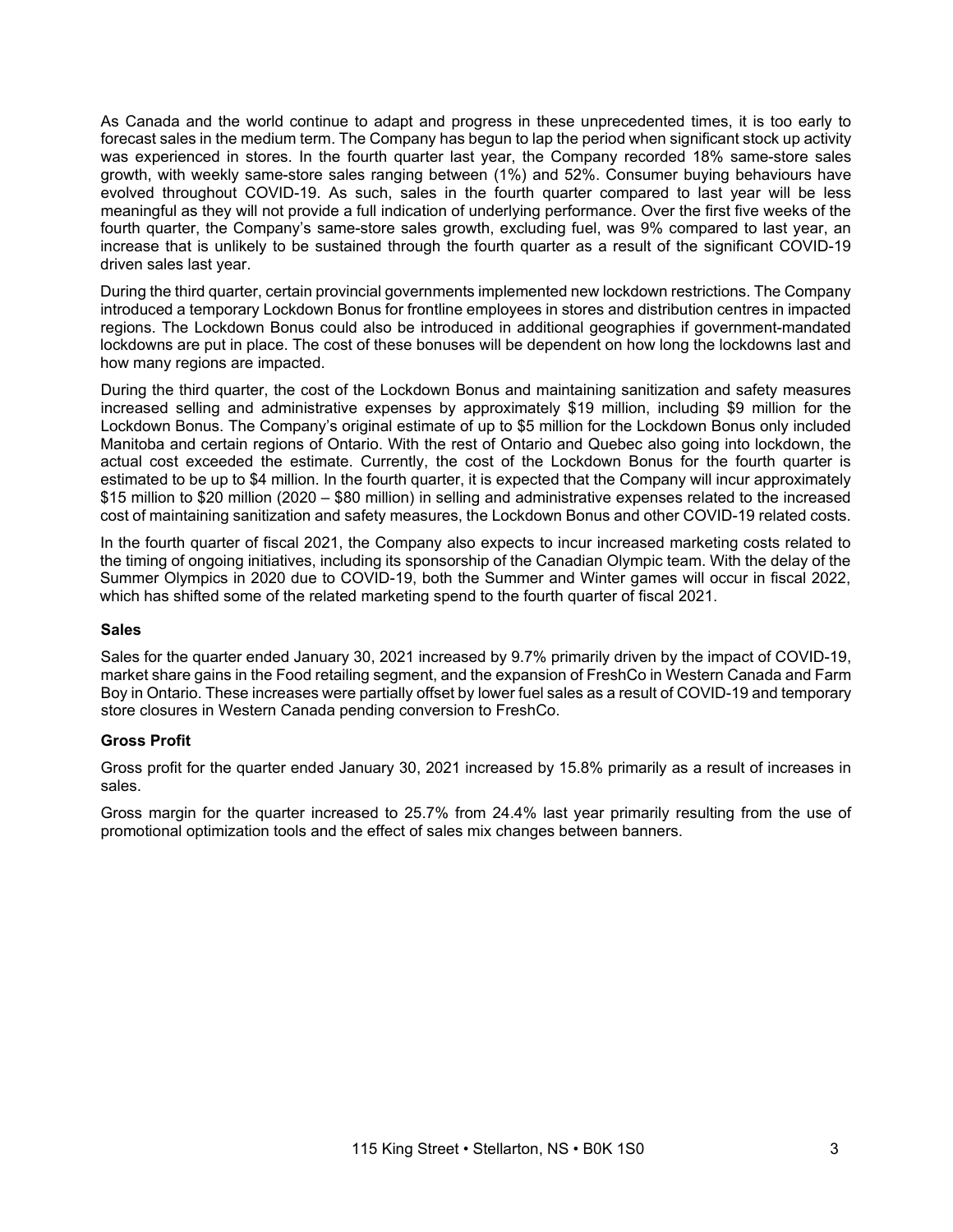As Canada and the world continue to adapt and progress in these unprecedented times, it is too early to forecast sales in the medium term. The Company has begun to lap the period when significant stock up activity was experienced in stores. In the fourth quarter last year, the Company recorded 18% same-store sales growth, with weekly same-store sales ranging between (1%) and 52%. Consumer buying behaviours have evolved throughout COVID-19. As such, sales in the fourth quarter compared to last year will be less meaningful as they will not provide a full indication of underlying performance. Over the first five weeks of the fourth quarter, the Company's same-store sales growth, excluding fuel, was 9% compared to last year, an increase that is unlikely to be sustained through the fourth quarter as a result of the significant COVID-19 driven sales last year.

During the third quarter, certain provincial governments implemented new lockdown restrictions. The Company introduced a temporary Lockdown Bonus for frontline employees in stores and distribution centres in impacted regions. The Lockdown Bonus could also be introduced in additional geographies if government-mandated lockdowns are put in place. The cost of these bonuses will be dependent on how long the lockdowns last and how many regions are impacted.

During the third quarter, the cost of the Lockdown Bonus and maintaining sanitization and safety measures increased selling and administrative expenses by approximately $19 million, including $9 million for the Lockdown Bonus. The Company's original estimate of up to $5 million for the Lockdown Bonus only included Manitoba and certain regions of Ontario. With the rest of Ontario and Quebec also going into lockdown, the actual cost exceeded the estimate. Currently, the cost of the Lockdown Bonus for the fourth quarter is estimated to be up to $4 million. In the fourth quarter, it is expected that the Company will incur approximately $15 million to $20 million (2020 – $80 million) in selling and administrative expenses related to the increased cost of maintaining sanitization and safety measures, the Lockdown Bonus and other COVID-19 related costs.

In the fourth quarter of fiscal 2021, the Company also expects to incur increased marketing costs related to the timing of ongoing initiatives, including its sponsorship of the Canadian Olympic team. With the delay of the Summer Olympics in 2020 due to COVID-19, both the Summer and Winter games will occur in fiscal 2022, which has shifted some of the related marketing spend to the fourth quarter of fiscal 2021.

#### Sales

Sales for the quarter ended January 30, 2021 increased by 9.7% primarily driven by the impact of COVID-19, market share gains in the Food retailing segment, and the expansion of FreshCo in Western Canada and Farm Boy in Ontario. These increases were partially offset by lower fuel sales as a result of COVID-19 and temporary store closures in Western Canada pending conversion to FreshCo.

#### Gross Profit

Gross profit for the quarter ended January 30, 2021 increased by 15.8% primarily as a result of increases in sales.

Gross margin for the quarter increased to 25.7% from 24.4% last year primarily resulting from the use of promotional optimization tools and the effect of sales mix changes between banners.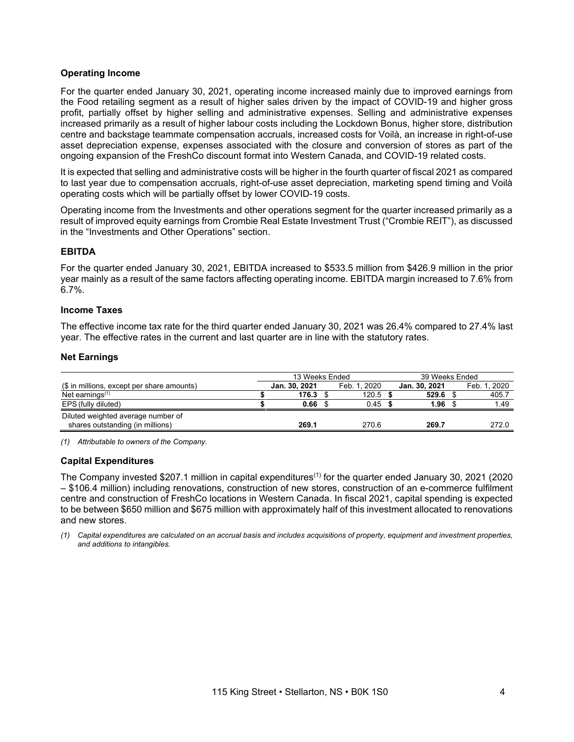### Operating Income

For the quarter ended January 30, 2021, operating income increased mainly due to improved earnings from the Food retailing segment as a result of higher sales driven by the impact of COVID-19 and higher gross profit, partially offset by higher selling and administrative expenses. Selling and administrative expenses increased primarily as a result of higher labour costs including the Lockdown Bonus, higher store, distribution centre and backstage teammate compensation accruals, increased costs for Voilà, an increase in right-of-use asset depreciation expense, expenses associated with the closure and conversion of stores as part of the ongoing expansion of the FreshCo discount format into Western Canada, and COVID-19 related costs.

It is expected that selling and administrative costs will be higher in the fourth quarter of fiscal 2021 as compared to last year due to compensation accruals, right-of-use asset depreciation, marketing spend timing and Voilà operating costs which will be partially offset by lower COVID-19 costs.

Operating income from the Investments and other operations segment for the quarter increased primarily as a result of improved equity earnings from Crombie Real Estate Investment Trust ("Crombie REIT"), as discussed in the "Investments and Other Operations" section.

### EBITDA

For the quarter ended January 30, 2021, EBITDA increased to $533.5 million from $426.9 million in the prior year mainly as a result of the same factors affecting operating income. EBITDA margin increased to 7.6% from 6.7%.

### Income Taxes

The effective income tax rate for the third quarter ended January 30, 2021 was 26.4% compared to 27.4% last year. The effective rates in the current and last quarter are in line with the statutory rates.

### Net Earnings

| | 13 Weeks Ended | | 39 Weeks Ended | |
|---|---|---|---|---|
| ($ in millions, except per share amounts) | **Jan. 30, 2021** | Feb. 1, 2020 | **Jan. 30, 2021** | Feb. 1, 2020 |
| Net earnings[1] | **$ 176.3** | $ 120.5 | **$ 529.6** | $ 405.7 |
| EPS (fully diluted) | **$ 0.66** | $ 0.45 | **$ 1.96** | $ 1.49 |
| Diluted weighted average number of shares outstanding (in millions) | **269.1** | 270.6 | **269.7** | 272.0 |

*(1) Attributable to owners of the Company.*

### Capital Expenditures

The Company invested $207.1 million in capital expenditures[1] for the quarter ended January 30, 2021 (2020 – $106.4 million) including renovations, construction of new stores, construction of an e-commerce fulfilment centre and construction of FreshCo locations in Western Canada. In fiscal 2021, capital spending is expected to be between $650 million and $675 million with approximately half of this investment allocated to renovations and new stores.

*(1) Capital expenditures are calculated on an accrual basis and includes acquisitions of property, equipment and investment properties, and additions to intangibles.*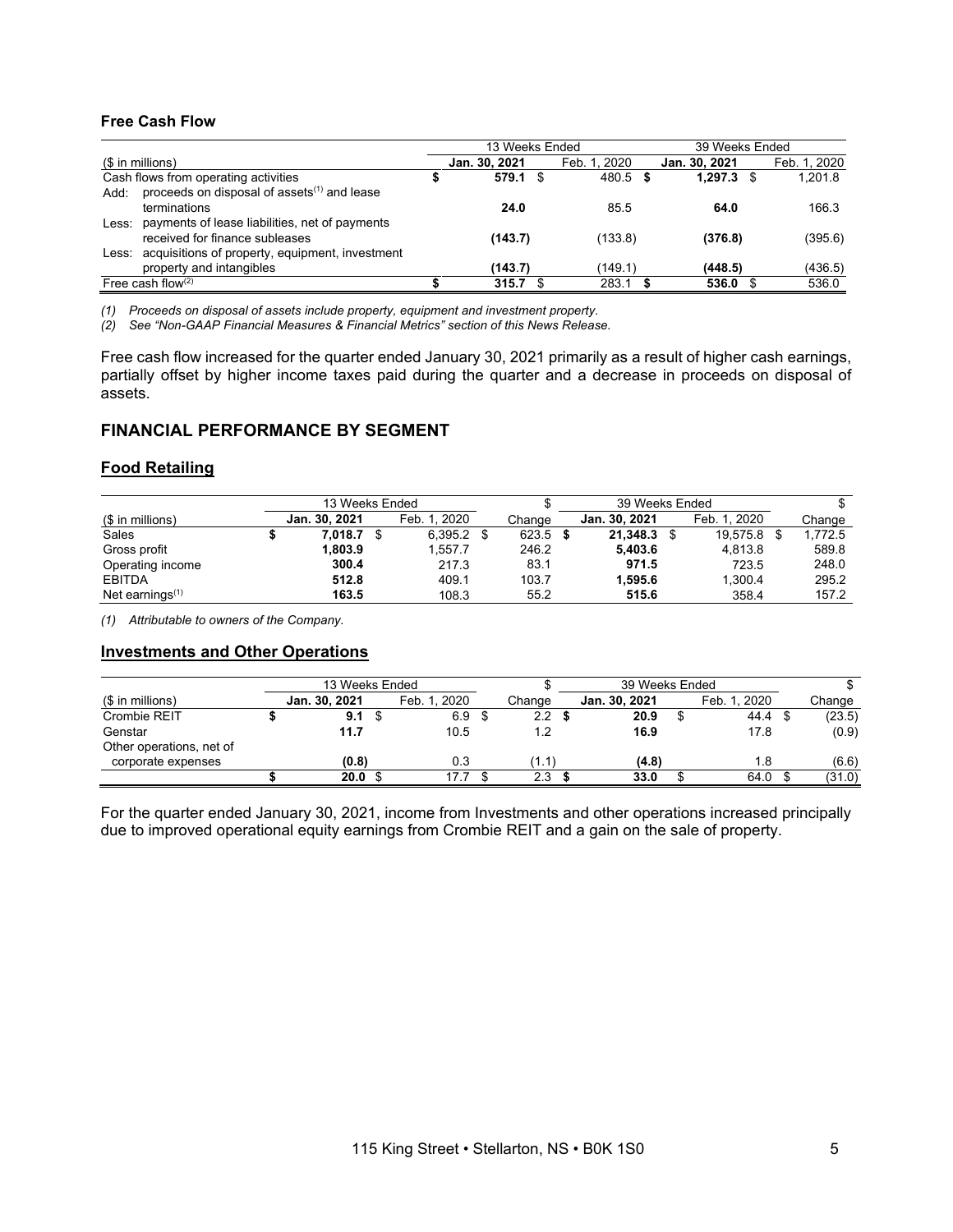**Free Cash Flow**

| ($ in millions) | 13 Weeks Ended Jan. 30, 2021 | 13 Weeks Ended Feb. 1, 2020 | 39 Weeks Ended Jan. 30, 2021 | 39 Weeks Ended Feb. 1, 2020 |
|---|---|---|---|---|
| Cash flows from operating activities | **$ 579.1** | $ 480.5 | **$ 1,297.3** | $ 1,201.8 |
| Add: proceeds on disposal of assets[1] and lease terminations | **24.0** | 85.5 | **64.0** | 166.3 |
| Less: payments of lease liabilities, net of payments received for finance subleases | **(143.7)** | (133.8) | **(376.8)** | (395.6) |
| Less: acquisitions of property, equipment, investment property and intangibles | **(143.7)** | (149.1) | **(448.5)** | (436.5) |
| Free cash flow[2] | **$ 315.7** | $ 283.1 | **$ 536.0** | $ 536.0 |

*(1) Proceeds on disposal of assets include property, equipment and investment property.*
*(2) See "Non-GAAP Financial Measures & Financial Metrics" section of this News Release.*

Free cash flow increased for the quarter ended January 30, 2021 primarily as a result of higher cash earnings, partially offset by higher income taxes paid during the quarter and a decrease in proceeds on disposal of assets.

## FINANCIAL PERFORMANCE BY SEGMENT

### Food Retailing

| ($ in millions) | 13 Weeks Ended Jan. 30, 2021 | 13 Weeks Ended Feb. 1, 2020 | $ Change | 39 Weeks Ended Jan. 30, 2021 | 39 Weeks Ended Feb. 1, 2020 | $ Change |
|---|---|---|---|---|---|---|
| Sales | **$ 7,018.7** | $ 6,395.2 | $ 623.5 | **$ 21,348.3** | $ 19,575.8 | $ 1,772.5 |
| Gross profit | **1,803.9** | 1,557.7 | 246.2 | **5,403.6** | 4,813.8 | 589.8 |
| Operating income | **300.4** | 217.3 | 83.1 | **971.5** | 723.5 | 248.0 |
| EBITDA | **512.8** | 409.1 | 103.7 | **1,595.6** | 1,300.4 | 295.2 |
| Net earnings[1] | **163.5** | 108.3 | 55.2 | **515.6** | 358.4 | 157.2 |

*(1) Attributable to owners of the Company.*

### Investments and Other Operations

| ($ in millions) | 13 Weeks Ended Jan. 30, 2021 | 13 Weeks Ended Feb. 1, 2020 | $ Change | 39 Weeks Ended Jan. 30, 2021 | 39 Weeks Ended Feb. 1, 2020 | $ Change |
|---|---|---|---|---|---|---|
| Crombie REIT | **$ 9.1** | $ 6.9 | $ 2.2 | **$ 20.9** | $ 44.4 | $ (23.5) |
| Genstar | **11.7** | 10.5 | 1.2 | **16.9** | 17.8 | (0.9) |
| Other operations, net of corporate expenses | **(0.8)** | 0.3 | (1.1) | **(4.8)** | 1.8 | (6.6) |
| | **$ 20.0** | $ 17.7 | $ 2.3 | **$ 33.0** | $ 64.0 | $ (31.0) |

For the quarter ended January 30, 2021, income from Investments and other operations increased principally due to improved operational equity earnings from Crombie REIT and a gain on the sale of property.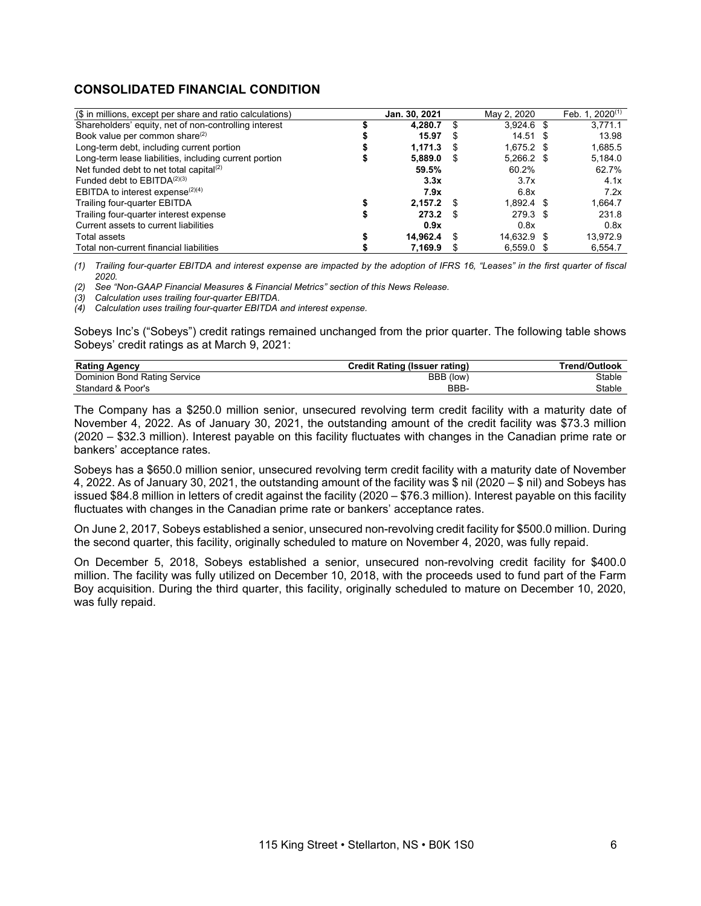## CONSOLIDATED FINANCIAL CONDITION

| ($ in millions, except per share and ratio calculations) | Jan. 30, 2021 | May 2, 2020 | Feb. 1, 2020[(1)] |
|---|---|---|---|
| Shareholders' equity, net of non-controlling interest | **$ 4,280.7** | $ 3,924.6 | $ 3,771.1 |
| Book value per common share[(2)] | **$ 15.97** | $ 14.51 | $ 13.98 |
| Long-term debt, including current portion | **$ 1,171.3** | $ 1,675.2 | $ 1,685.5 |
| Long-term lease liabilities, including current portion | **$ 5,889.0** | $ 5,266.2 | $ 5,184.0 |
| Net funded debt to net total capital[(2)] | **59.5%** | 60.2% | 62.7% |
| Funded debt to EBITDA[(2)(3)] | **3.3x** | 3.7x | 4.1x |
| EBITDA to interest expense[(2)(4)] | **7.9x** | 6.8x | 7.2x |
| Trailing four-quarter EBITDA | **$ 2,157.2** | $ 1,892.4 | $ 1,664.7 |
| Trailing four-quarter interest expense | **$ 273.2** | $ 279.3 | $ 231.8 |
| Current assets to current liabilities | **0.9x** | 0.8x | 0.8x |
| Total assets | **$ 14,962.4** | $ 14,632.9 | $ 13,972.9 |
| Total non-current financial liabilities | **$ 7,169.9** | $ 6,559.0 | $ 6,554.7 |

*(1) Trailing four-quarter EBITDA and interest expense are impacted by the adoption of IFRS 16, "Leases" in the first quarter of fiscal 2020.*
*(2) See "Non-GAAP Financial Measures & Financial Metrics" section of this News Release.*
*(3) Calculation uses trailing four-quarter EBITDA.*
*(4) Calculation uses trailing four-quarter EBITDA and interest expense.*

Sobeys Inc's ("Sobeys") credit ratings remained unchanged from the prior quarter. The following table shows Sobeys' credit ratings as at March 9, 2021:

| Rating Agency | Credit Rating (Issuer rating) | Trend/Outlook |
|---|---|---|
| Dominion Bond Rating Service | BBB (low) | Stable |
| Standard & Poor's | BBB- | Stable |

The Company has a $250.0 million senior, unsecured revolving term credit facility with a maturity date of November 4, 2022. As of January 30, 2021, the outstanding amount of the credit facility was $73.3 million (2020 – $32.3 million). Interest payable on this facility fluctuates with changes in the Canadian prime rate or bankers' acceptance rates.

Sobeys has a $650.0 million senior, unsecured revolving term credit facility with a maturity date of November 4, 2022. As of January 30, 2021, the outstanding amount of the facility was $ nil (2020 – $ nil) and Sobeys has issued $84.8 million in letters of credit against the facility (2020 – $76.3 million). Interest payable on this facility fluctuates with changes in the Canadian prime rate or bankers' acceptance rates.

On June 2, 2017, Sobeys established a senior, unsecured non-revolving credit facility for $500.0 million. During the second quarter, this facility, originally scheduled to mature on November 4, 2020, was fully repaid.

On December 5, 2018, Sobeys established a senior, unsecured non-revolving credit facility for $400.0 million. The facility was fully utilized on December 10, 2018, with the proceeds used to fund part of the Farm Boy acquisition. During the third quarter, this facility, originally scheduled to mature on December 10, 2020, was fully repaid.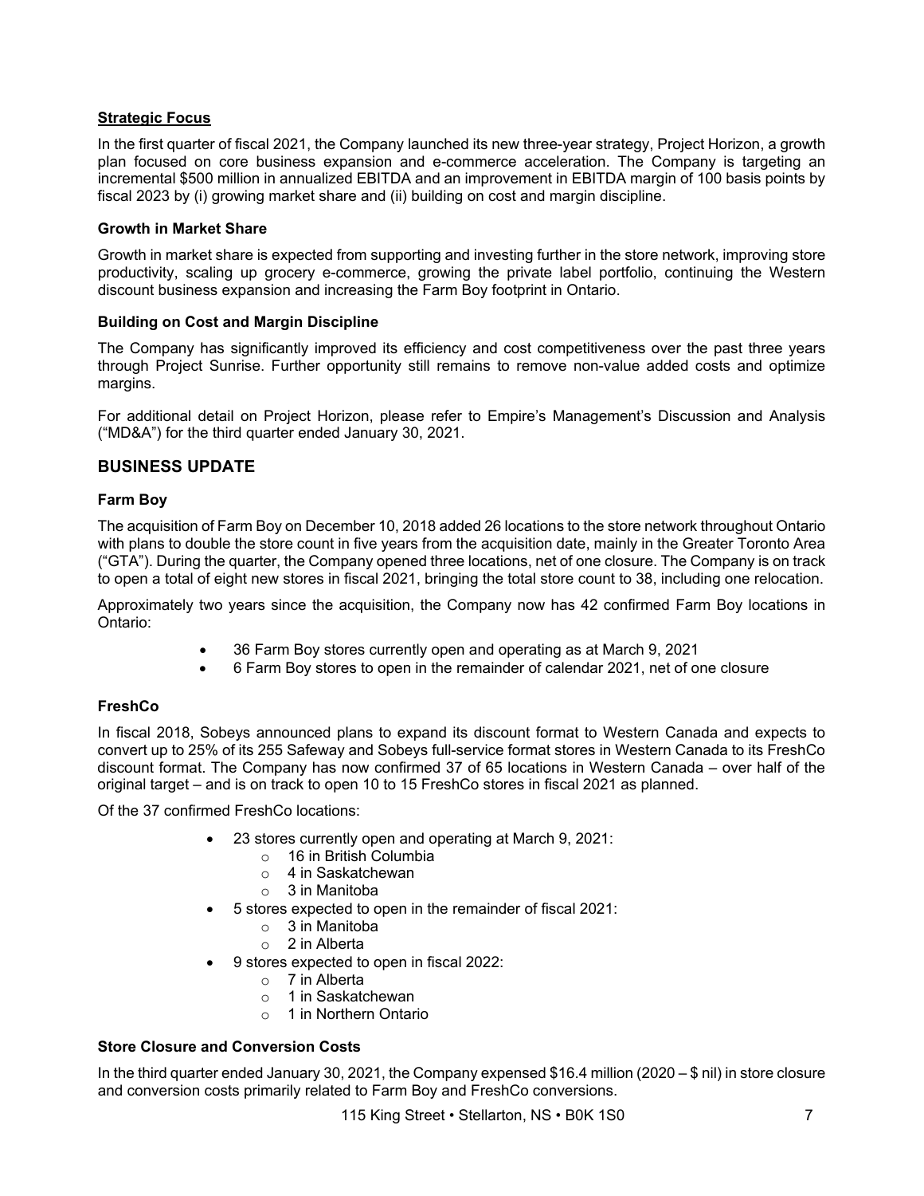### Strategic Focus

In the first quarter of fiscal 2021, the Company launched its new three-year strategy, Project Horizon, a growth plan focused on core business expansion and e-commerce acceleration. The Company is targeting an incremental $500 million in annualized EBITDA and an improvement in EBITDA margin of 100 basis points by fiscal 2023 by (i) growing market share and (ii) building on cost and margin discipline.

**Growth in Market Share**

Growth in market share is expected from supporting and investing further in the store network, improving store productivity, scaling up grocery e-commerce, growing the private label portfolio, continuing the Western discount business expansion and increasing the Farm Boy footprint in Ontario.

**Building on Cost and Margin Discipline**

The Company has significantly improved its efficiency and cost competitiveness over the past three years through Project Sunrise. Further opportunity still remains to remove non-value added costs and optimize margins.

For additional detail on Project Horizon, please refer to Empire's Management's Discussion and Analysis ("MD&A") for the third quarter ended January 30, 2021.

## BUSINESS UPDATE

### Farm Boy

The acquisition of Farm Boy on December 10, 2018 added 26 locations to the store network throughout Ontario with plans to double the store count in five years from the acquisition date, mainly in the Greater Toronto Area ("GTA"). During the quarter, the Company opened three locations, net of one closure. The Company is on track to open a total of eight new stores in fiscal 2021, bringing the total store count to 38, including one relocation.

Approximately two years since the acquisition, the Company now has 42 confirmed Farm Boy locations in Ontario:

- 36 Farm Boy stores currently open and operating as at March 9, 2021
- 6 Farm Boy stores to open in the remainder of calendar 2021, net of one closure

### FreshCo

In fiscal 2018, Sobeys announced plans to expand its discount format to Western Canada and expects to convert up to 25% of its 255 Safeway and Sobeys full-service format stores in Western Canada to its FreshCo discount format. The Company has now confirmed 37 of 65 locations in Western Canada – over half of the original target – and is on track to open 10 to 15 FreshCo stores in fiscal 2021 as planned.

Of the 37 confirmed FreshCo locations:

- 23 stores currently open and operating at March 9, 2021:
  - 16 in British Columbia
  - 4 in Saskatchewan
  - 3 in Manitoba
- 5 stores expected to open in the remainder of fiscal 2021:
  - 3 in Manitoba
  - 2 in Alberta
- 9 stores expected to open in fiscal 2022:
  - 7 in Alberta
  - 1 in Saskatchewan
  - 1 in Northern Ontario

### Store Closure and Conversion Costs

In the third quarter ended January 30, 2021, the Company expensed $16.4 million (2020 – $ nil) in store closure and conversion costs primarily related to Farm Boy and FreshCo conversions.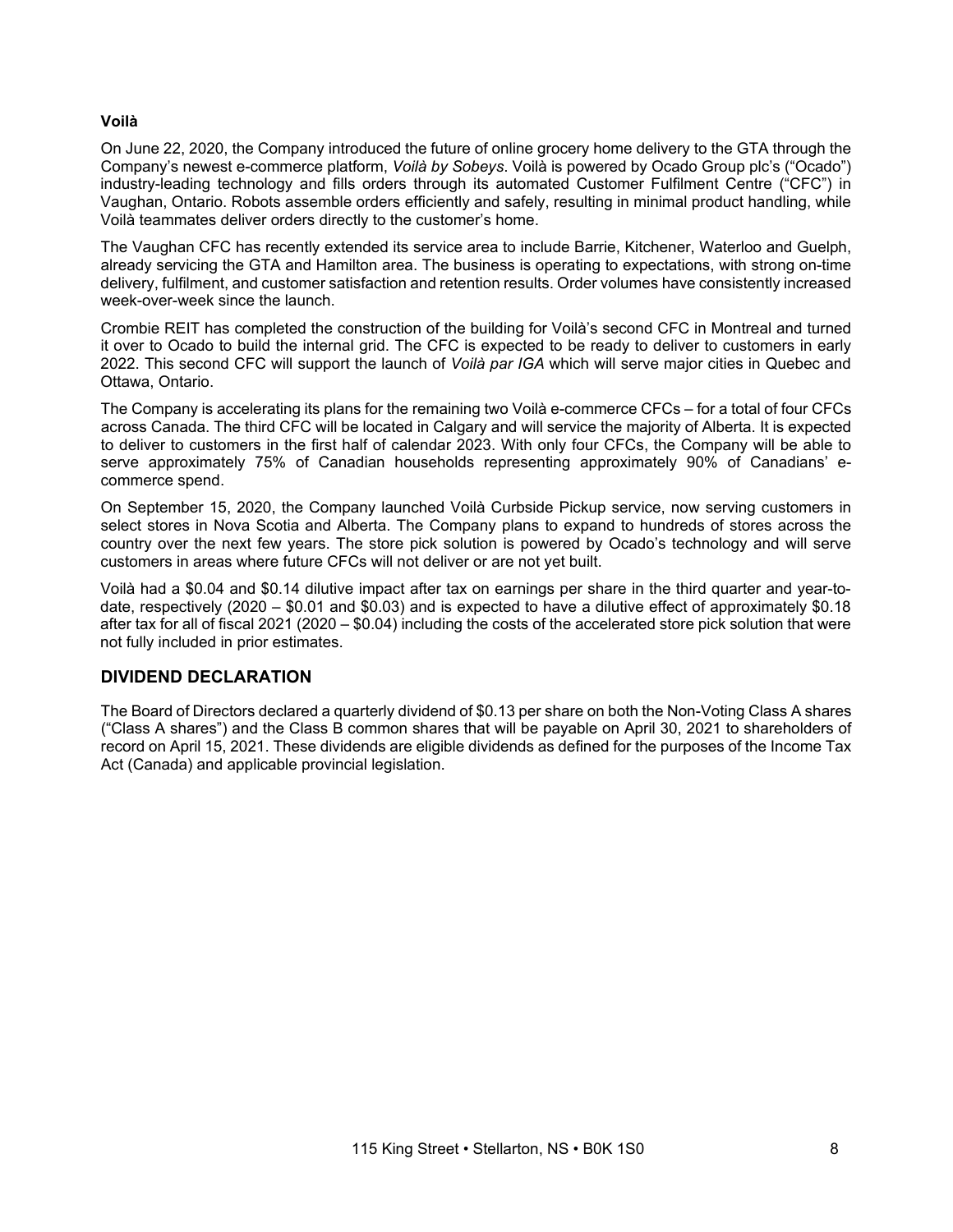**Voilà**

On June 22, 2020, the Company introduced the future of online grocery home delivery to the GTA through the Company's newest e-commerce platform, *Voilà by Sobeys*. Voilà is powered by Ocado Group plc's ("Ocado") industry-leading technology and fills orders through its automated Customer Fulfilment Centre ("CFC") in Vaughan, Ontario. Robots assemble orders efficiently and safely, resulting in minimal product handling, while Voilà teammates deliver orders directly to the customer's home.

The Vaughan CFC has recently extended its service area to include Barrie, Kitchener, Waterloo and Guelph, already servicing the GTA and Hamilton area. The business is operating to expectations, with strong on-time delivery, fulfilment, and customer satisfaction and retention results. Order volumes have consistently increased week-over-week since the launch.

Crombie REIT has completed the construction of the building for Voilà's second CFC in Montreal and turned it over to Ocado to build the internal grid. The CFC is expected to be ready to deliver to customers in early 2022. This second CFC will support the launch of *Voilà par IGA* which will serve major cities in Quebec and Ottawa, Ontario.

The Company is accelerating its plans for the remaining two Voilà e-commerce CFCs – for a total of four CFCs across Canada. The third CFC will be located in Calgary and will service the majority of Alberta. It is expected to deliver to customers in the first half of calendar 2023. With only four CFCs, the Company will be able to serve approximately 75% of Canadian households representing approximately 90% of Canadians' e-commerce spend.

On September 15, 2020, the Company launched Voilà Curbside Pickup service, now serving customers in select stores in Nova Scotia and Alberta. The Company plans to expand to hundreds of stores across the country over the next few years. The store pick solution is powered by Ocado's technology and will serve customers in areas where future CFCs will not deliver or are not yet built.

Voilà had a $0.04 and $0.14 dilutive impact after tax on earnings per share in the third quarter and year-to-date, respectively (2020 – $0.01 and $0.03) and is expected to have a dilutive effect of approximately $0.18 after tax for all of fiscal 2021 (2020 – $0.04) including the costs of the accelerated store pick solution that were not fully included in prior estimates.

## DIVIDEND DECLARATION

The Board of Directors declared a quarterly dividend of $0.13 per share on both the Non-Voting Class A shares ("Class A shares") and the Class B common shares that will be payable on April 30, 2021 to shareholders of record on April 15, 2021. These dividends are eligible dividends as defined for the purposes of the Income Tax Act (Canada) and applicable provincial legislation.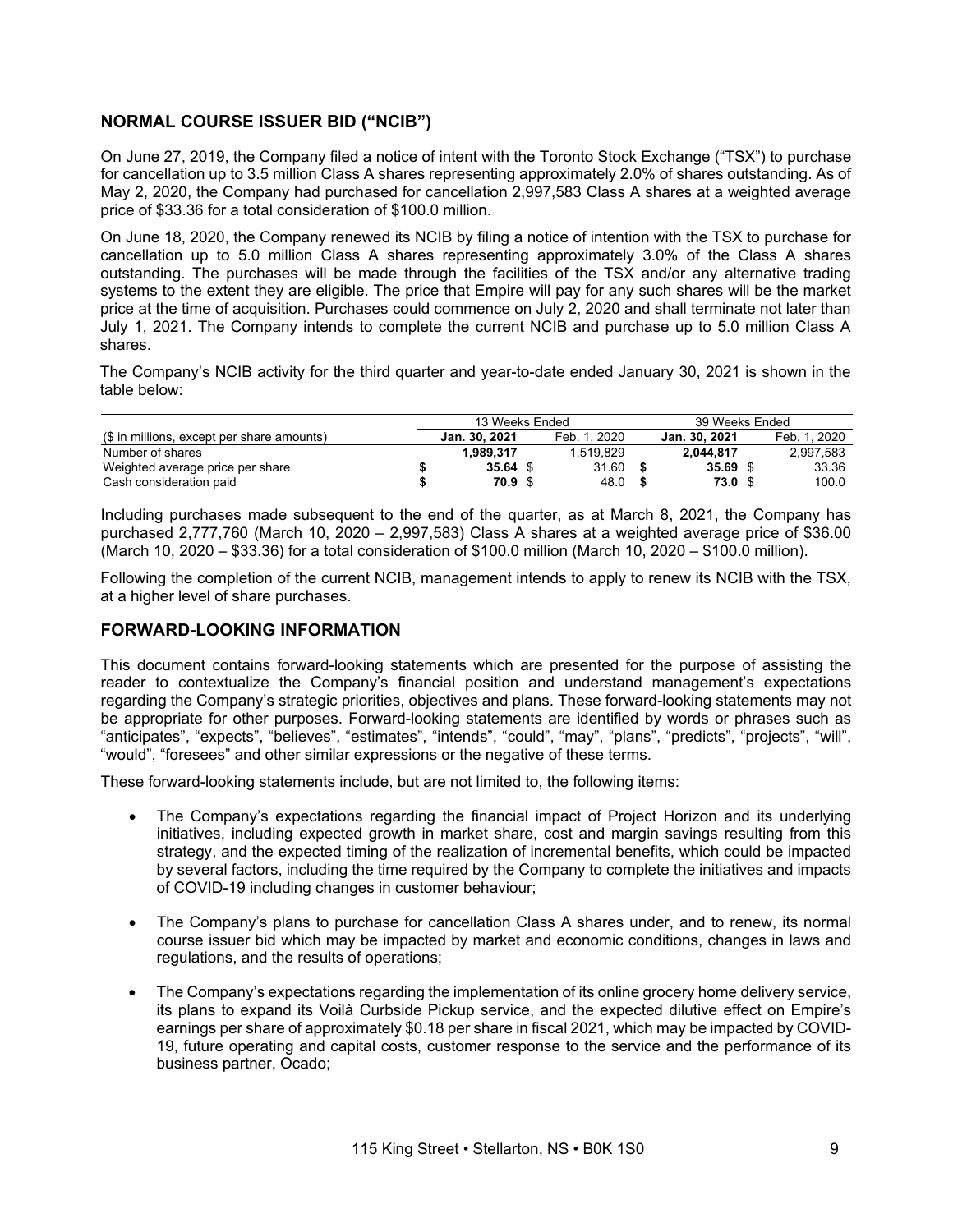## NORMAL COURSE ISSUER BID ("NCIB")

On June 27, 2019, the Company filed a notice of intent with the Toronto Stock Exchange ("TSX") to purchase for cancellation up to 3.5 million Class A shares representing approximately 2.0% of shares outstanding. As of May 2, 2020, the Company had purchased for cancellation 2,997,583 Class A shares at a weighted average price of $33.36 for a total consideration of $100.0 million.

On June 18, 2020, the Company renewed its NCIB by filing a notice of intention with the TSX to purchase for cancellation up to 5.0 million Class A shares representing approximately 3.0% of the Class A shares outstanding. The purchases will be made through the facilities of the TSX and/or any alternative trading systems to the extent they are eligible. The price that Empire will pay for any such shares will be the market price at the time of acquisition. Purchases could commence on July 2, 2020 and shall terminate not later than July 1, 2021. The Company intends to complete the current NCIB and purchase up to 5.0 million Class A shares.

The Company's NCIB activity for the third quarter and year-to-date ended January 30, 2021 is shown in the table below:

| | 13 Weeks Ended | | 39 Weeks Ended | |
|---|---|---|---|---|
| ($ in millions, except per share amounts) | **Jan. 30, 2021** | Feb. 1, 2020 | **Jan. 30, 2021** | Feb. 1, 2020 |
| Number of shares | **1,989,317** | 1,519,829 | **2,044,817** | 2,997,583 |
| Weighted average price per share | **$ 35.64** | $ 31.60 | **$ 35.69** | $ 33.36 |
| Cash consideration paid | **$ 70.9** | $ 48.0 | **$ 73.0** | $ 100.0 |

Including purchases made subsequent to the end of the quarter, as at March 8, 2021, the Company has purchased 2,777,760 (March 10, 2020 – 2,997,583) Class A shares at a weighted average price of $36.00 (March 10, 2020 – $33.36) for a total consideration of $100.0 million (March 10, 2020 – $100.0 million).

Following the completion of the current NCIB, management intends to apply to renew its NCIB with the TSX, at a higher level of share purchases.

## FORWARD-LOOKING INFORMATION

This document contains forward-looking statements which are presented for the purpose of assisting the reader to contextualize the Company's financial position and understand management's expectations regarding the Company's strategic priorities, objectives and plans. These forward-looking statements may not be appropriate for other purposes. Forward-looking statements are identified by words or phrases such as "anticipates", "expects", "believes", "estimates", "intends", "could", "may", "plans", "predicts", "projects", "will", "would", "foresees" and other similar expressions or the negative of these terms.

These forward-looking statements include, but are not limited to, the following items:

- The Company's expectations regarding the financial impact of Project Horizon and its underlying initiatives, including expected growth in market share, cost and margin savings resulting from this strategy, and the expected timing of the realization of incremental benefits, which could be impacted by several factors, including the time required by the Company to complete the initiatives and impacts of COVID-19 including changes in customer behaviour;

- The Company's plans to purchase for cancellation Class A shares under, and to renew, its normal course issuer bid which may be impacted by market and economic conditions, changes in laws and regulations, and the results of operations;

- The Company's expectations regarding the implementation of its online grocery home delivery service, its plans to expand its Voilà Curbside Pickup service, and the expected dilutive effect on Empire's earnings per share of approximately $0.18 per share in fiscal 2021, which may be impacted by COVID-19, future operating and capital costs, customer response to the service and the performance of its business partner, Ocado;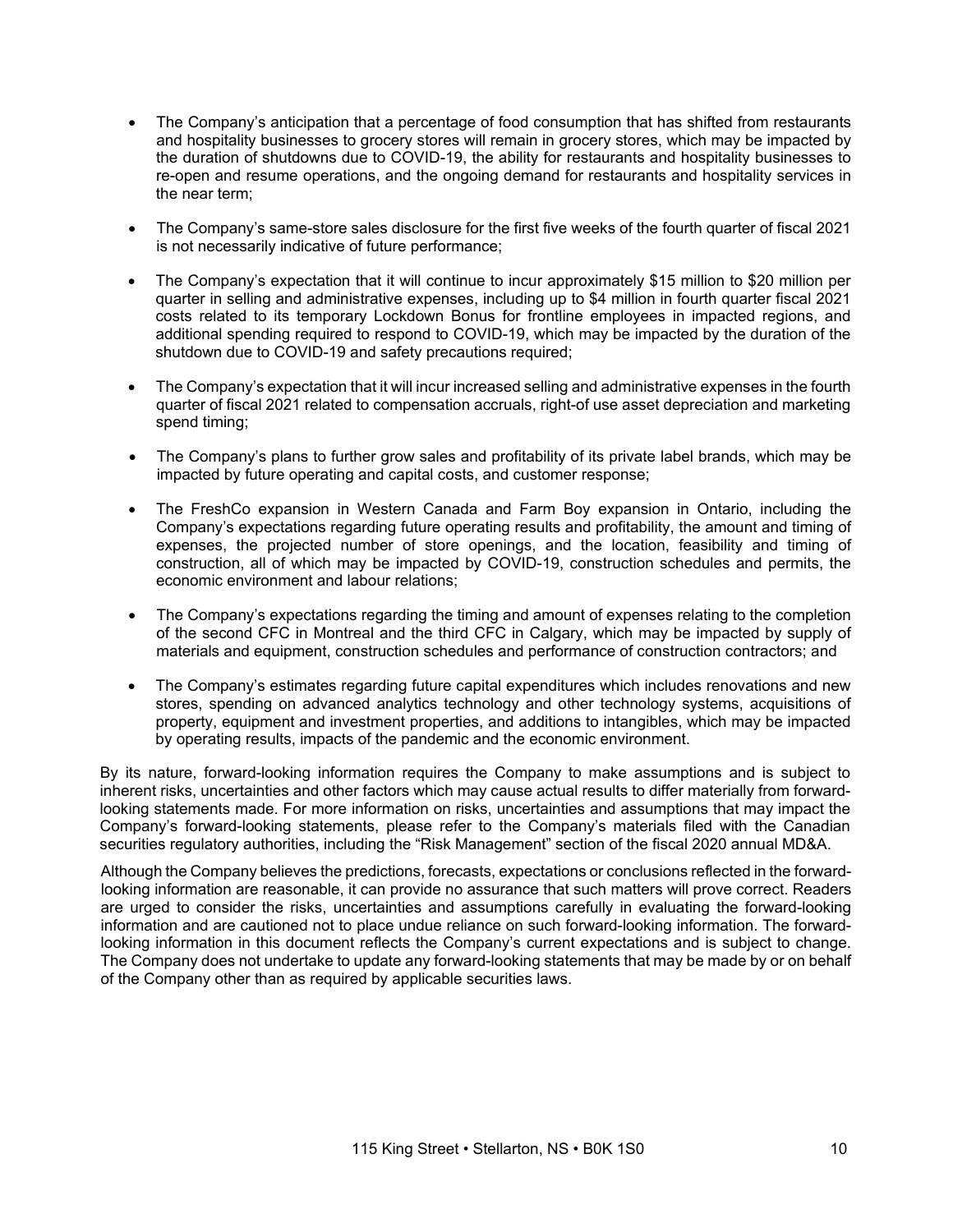- The Company's anticipation that a percentage of food consumption that has shifted from restaurants and hospitality businesses to grocery stores will remain in grocery stores, which may be impacted by the duration of shutdowns due to COVID-19, the ability for restaurants and hospitality businesses to re-open and resume operations, and the ongoing demand for restaurants and hospitality services in the near term;

- The Company's same-store sales disclosure for the first five weeks of the fourth quarter of fiscal 2021 is not necessarily indicative of future performance;

- The Company's expectation that it will continue to incur approximately $15 million to $20 million per quarter in selling and administrative expenses, including up to $4 million in fourth quarter fiscal 2021 costs related to its temporary Lockdown Bonus for frontline employees in impacted regions, and additional spending required to respond to COVID-19, which may be impacted by the duration of the shutdown due to COVID-19 and safety precautions required;

- The Company's expectation that it will incur increased selling and administrative expenses in the fourth quarter of fiscal 2021 related to compensation accruals, right-of use asset depreciation and marketing spend timing;

- The Company's plans to further grow sales and profitability of its private label brands, which may be impacted by future operating and capital costs, and customer response;

- The FreshCo expansion in Western Canada and Farm Boy expansion in Ontario, including the Company's expectations regarding future operating results and profitability, the amount and timing of expenses, the projected number of store openings, and the location, feasibility and timing of construction, all of which may be impacted by COVID-19, construction schedules and permits, the economic environment and labour relations;

- The Company's expectations regarding the timing and amount of expenses relating to the completion of the second CFC in Montreal and the third CFC in Calgary, which may be impacted by supply of materials and equipment, construction schedules and performance of construction contractors; and

- The Company's estimates regarding future capital expenditures which includes renovations and new stores, spending on advanced analytics technology and other technology systems, acquisitions of property, equipment and investment properties, and additions to intangibles, which may be impacted by operating results, impacts of the pandemic and the economic environment.

By its nature, forward-looking information requires the Company to make assumptions and is subject to inherent risks, uncertainties and other factors which may cause actual results to differ materially from forward-looking statements made. For more information on risks, uncertainties and assumptions that may impact the Company's forward-looking statements, please refer to the Company's materials filed with the Canadian securities regulatory authorities, including the "Risk Management" section of the fiscal 2020 annual MD&A.

Although the Company believes the predictions, forecasts, expectations or conclusions reflected in the forward-looking information are reasonable, it can provide no assurance that such matters will prove correct. Readers are urged to consider the risks, uncertainties and assumptions carefully in evaluating the forward-looking information and are cautioned not to place undue reliance on such forward-looking information. The forward-looking information in this document reflects the Company's current expectations and is subject to change. The Company does not undertake to update any forward-looking statements that may be made by or on behalf of the Company other than as required by applicable securities laws.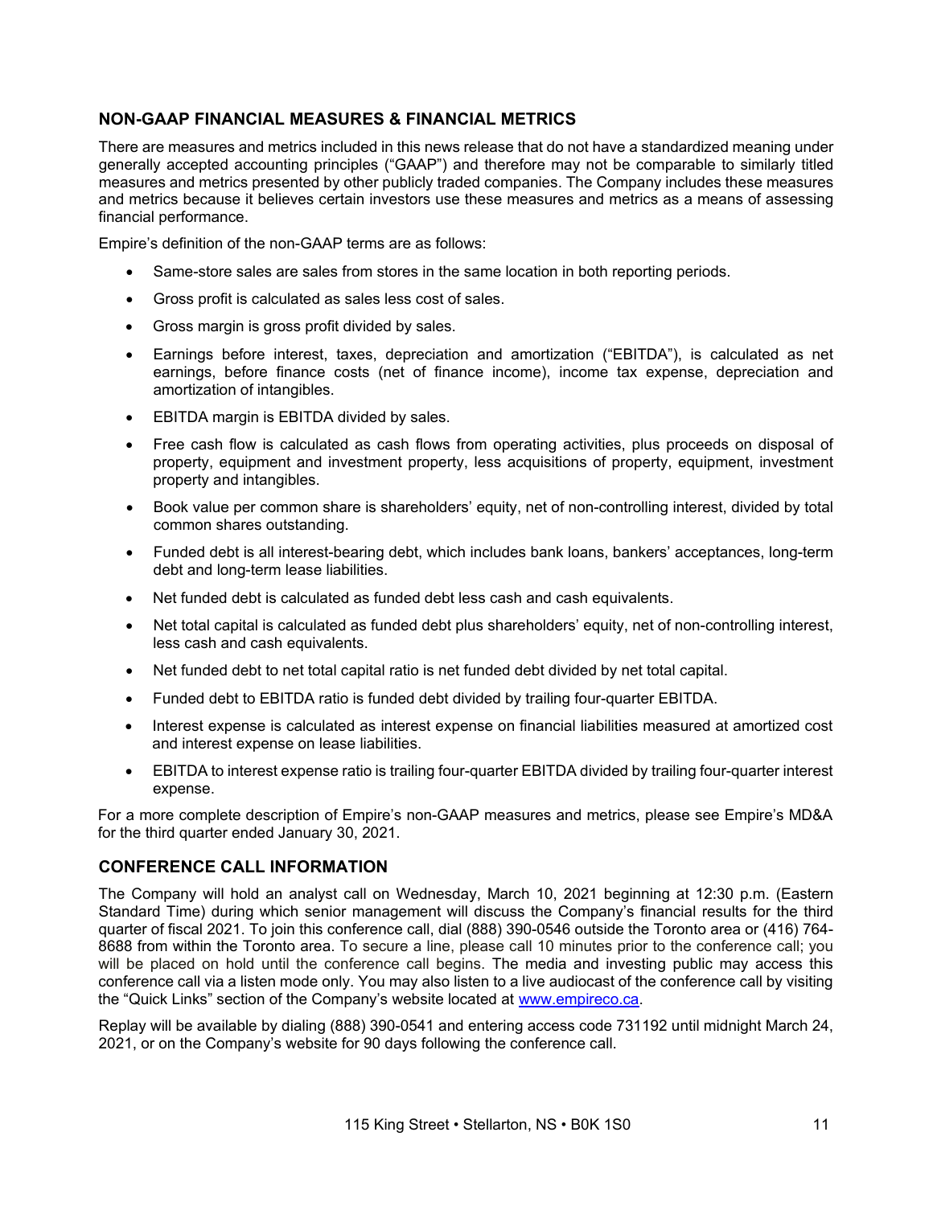## NON-GAAP FINANCIAL MEASURES & FINANCIAL METRICS

There are measures and metrics included in this news release that do not have a standardized meaning under generally accepted accounting principles ("GAAP") and therefore may not be comparable to similarly titled measures and metrics presented by other publicly traded companies. The Company includes these measures and metrics because it believes certain investors use these measures and metrics as a means of assessing financial performance.

Empire's definition of the non-GAAP terms are as follows:

- Same-store sales are sales from stores in the same location in both reporting periods.
- Gross profit is calculated as sales less cost of sales.
- Gross margin is gross profit divided by sales.
- Earnings before interest, taxes, depreciation and amortization ("EBITDA"), is calculated as net earnings, before finance costs (net of finance income), income tax expense, depreciation and amortization of intangibles.
- EBITDA margin is EBITDA divided by sales.
- Free cash flow is calculated as cash flows from operating activities, plus proceeds on disposal of property, equipment and investment property, less acquisitions of property, equipment, investment property and intangibles.
- Book value per common share is shareholders' equity, net of non-controlling interest, divided by total common shares outstanding.
- Funded debt is all interest-bearing debt, which includes bank loans, bankers' acceptances, long-term debt and long-term lease liabilities.
- Net funded debt is calculated as funded debt less cash and cash equivalents.
- Net total capital is calculated as funded debt plus shareholders' equity, net of non-controlling interest, less cash and cash equivalents.
- Net funded debt to net total capital ratio is net funded debt divided by net total capital.
- Funded debt to EBITDA ratio is funded debt divided by trailing four-quarter EBITDA.
- Interest expense is calculated as interest expense on financial liabilities measured at amortized cost and interest expense on lease liabilities.
- EBITDA to interest expense ratio is trailing four-quarter EBITDA divided by trailing four-quarter interest expense.

For a more complete description of Empire's non-GAAP measures and metrics, please see Empire's MD&A for the third quarter ended January 30, 2021.

## CONFERENCE CALL INFORMATION

The Company will hold an analyst call on Wednesday, March 10, 2021 beginning at 12:30 p.m. (Eastern Standard Time) during which senior management will discuss the Company's financial results for the third quarter of fiscal 2021. To join this conference call, dial (888) 390-0546 outside the Toronto area or (416) 764-8688 from within the Toronto area. To secure a line, please call 10 minutes prior to the conference call; you will be placed on hold until the conference call begins. The media and investing public may access this conference call via a listen mode only. You may also listen to a live audiocast of the conference call by visiting the "Quick Links" section of the Company's website located at www.empireco.ca.

Replay will be available by dialing (888) 390-0541 and entering access code 731192 until midnight March 24, 2021, or on the Company's website for 90 days following the conference call.

115 King Street • Stellarton, NS • B0K 1S0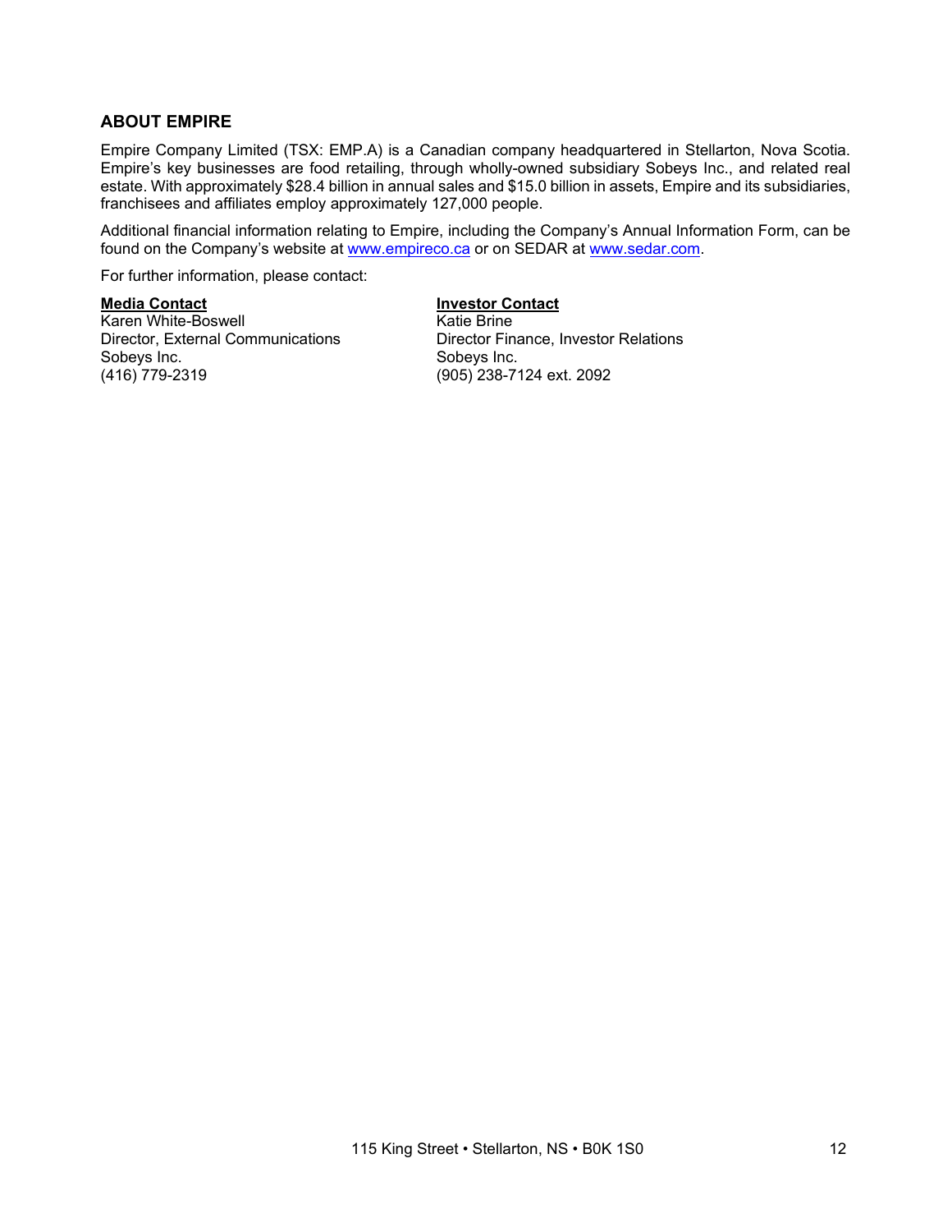## ABOUT EMPIRE

Empire Company Limited (TSX: EMP.A) is a Canadian company headquartered in Stellarton, Nova Scotia. Empire's key businesses are food retailing, through wholly-owned subsidiary Sobeys Inc., and related real estate. With approximately $28.4 billion in annual sales and $15.0 billion in assets, Empire and its subsidiaries, franchisees and affiliates employ approximately 127,000 people.

Additional financial information relating to Empire, including the Company's Annual Information Form, can be found on the Company's website at www.empireco.ca or on SEDAR at www.sedar.com.

For further information, please contact:

**Media Contact**
Karen White-Boswell
Director, External Communications
Sobeys Inc.
(416) 779-2319

**Investor Contact**
Katie Brine
Director Finance, Investor Relations
Sobeys Inc.
(905) 238-7124 ext. 2092

115 King Street • Stellarton, NS • B0K 1S0